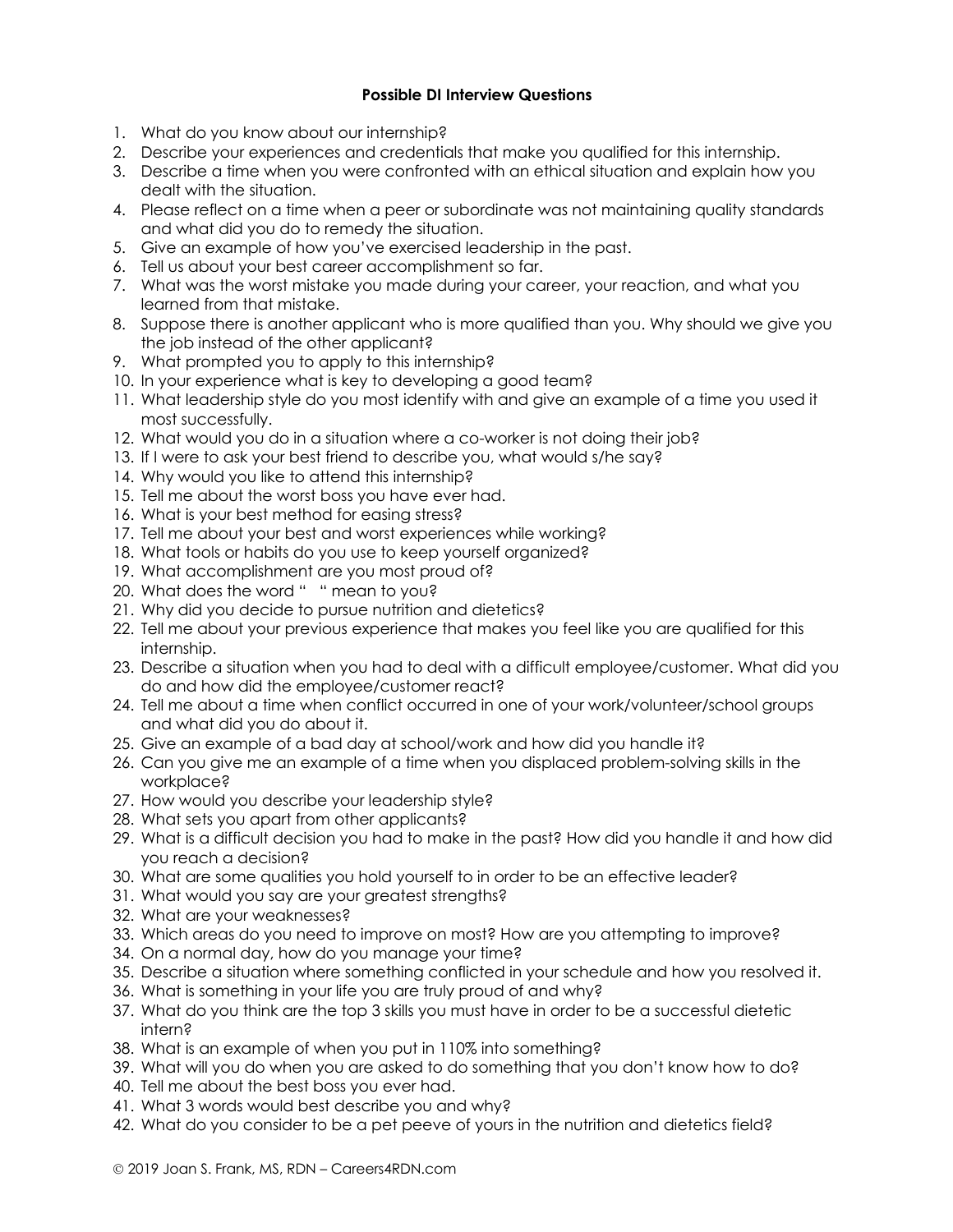**Possible DI Interview Questions**

1. What do you know about our internship?
2. Describe your experiences and credentials that make you qualified for this internship.
3. Describe a time when you were confronted with an ethical situation and explain how you dealt with the situation.
4. Please reflect on a time when a peer or subordinate was not maintaining quality standards and what did you do to remedy the situation.
5. Give an example of how you've exercised leadership in the past.
6. Tell us about your best career accomplishment so far.
7. What was the worst mistake you made during your career, your reaction, and what you learned from that mistake.
8. Suppose there is another applicant who is more qualified than you. Why should we give you the job instead of the other applicant?
9. What prompted you to apply to this internship?
10. In your experience what is key to developing a good team?
11. What leadership style do you most identify with and give an example of a time you used it most successfully.
12. What would you do in a situation where a co-worker is not doing their job?
13. If I were to ask your best friend to describe you, what would s/he say?
14. Why would you like to attend this internship?
15. Tell me about the worst boss you have ever had.
16. What is your best method for easing stress?
17. Tell me about your best and worst experiences while working?
18. What tools or habits do you use to keep yourself organized?
19. What accomplishment are you most proud of?
20. What does the word " " mean to you?
21. Why did you decide to pursue nutrition and dietetics?
22. Tell me about your previous experience that makes you feel like you are qualified for this internship.
23. Describe a situation when you had to deal with a difficult employee/customer. What did you do and how did the employee/customer react?
24. Tell me about a time when conflict occurred in one of your work/volunteer/school groups and what did you do about it.
25. Give an example of a bad day at school/work and how did you handle it?
26. Can you give me an example of a time when you displaced problem-solving skills in the workplace?
27. How would you describe your leadership style?
28. What sets you apart from other applicants?
29. What is a difficult decision you had to make in the past? How did you handle it and how did you reach a decision?
30. What are some qualities you hold yourself to in order to be an effective leader?
31. What would you say are your greatest strengths?
32. What are your weaknesses?
33. Which areas do you need to improve on most? How are you attempting to improve?
34. On a normal day, how do you manage your time?
35. Describe a situation where something conflicted in your schedule and how you resolved it.
36. What is something in your life you are truly proud of and why?
37. What do you think are the top 3 skills you must have in order to be a successful dietetic intern?
38. What is an example of when you put in 110% into something?
39. What will you do when you are asked to do something that you don't know how to do?
40. Tell me about the best boss you ever had.
41. What 3 words would best describe you and why?
42. What do you consider to be a pet peeve of yours in the nutrition and dietetics field?

© 2019 Joan S. Frank, MS, RDN – Careers4RDN.com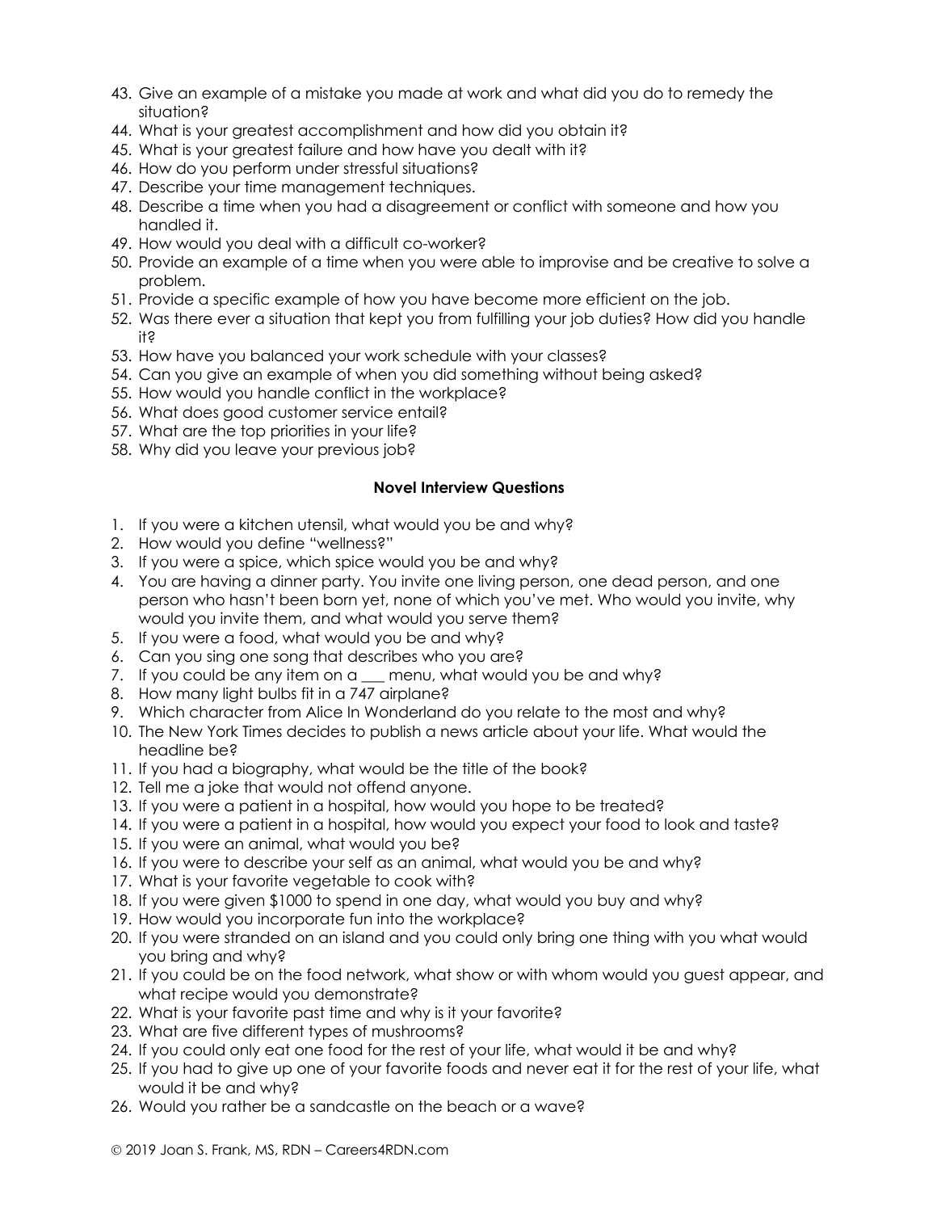43. Give an example of a mistake you made at work and what did you do to remedy the situation?
44. What is your greatest accomplishment and how did you obtain it?
45. What is your greatest failure and how have you dealt with it?
46. How do you perform under stressful situations?
47. Describe your time management techniques.
48. Describe a time when you had a disagreement or conflict with someone and how you handled it.
49. How would you deal with a difficult co-worker?
50. Provide an example of a time when you were able to improvise and be creative to solve a problem.
51. Provide a specific example of how you have become more efficient on the job.
52. Was there ever a situation that kept you from fulfilling your job duties? How did you handle it?
53. How have you balanced your work schedule with your classes?
54. Can you give an example of when you did something without being asked?
55. How would you handle conflict in the workplace?
56. What does good customer service entail?
57. What are the top priorities in your life?
58. Why did you leave your previous job?

### Novel Interview Questions

1. If you were a kitchen utensil, what would you be and why?
2. How would you define "wellness?"
3. If you were a spice, which spice would you be and why?
4. You are having a dinner party. You invite one living person, one dead person, and one person who hasn't been born yet, none of which you've met. Who would you invite, why would you invite them, and what would you serve them?
5. If you were a food, what would you be and why?
6. Can you sing one song that describes who you are?
7. If you could be any item on a ___ menu, what would you be and why?
8. How many light bulbs fit in a 747 airplane?
9. Which character from Alice In Wonderland do you relate to the most and why?
10. The New York Times decides to publish a news article about your life. What would the headline be?
11. If you had a biography, what would be the title of the book?
12. Tell me a joke that would not offend anyone.
13. If you were a patient in a hospital, how would you hope to be treated?
14. If you were a patient in a hospital, how would you expect your food to look and taste?
15. If you were an animal, what would you be?
16. If you were to describe your self as an animal, what would you be and why?
17. What is your favorite vegetable to cook with?
18. If you were given $1000 to spend in one day, what would you buy and why?
19. How would you incorporate fun into the workplace?
20. If you were stranded on an island and you could only bring one thing with you what would you bring and why?
21. If you could be on the food network, what show or with whom would you guest appear, and what recipe would you demonstrate?
22. What is your favorite past time and why is it your favorite?
23. What are five different types of mushrooms?
24. If you could only eat one food for the rest of your life, what would it be and why?
25. If you had to give up one of your favorite foods and never eat it for the rest of your life, what would it be and why?
26. Would you rather be a sandcastle on the beach or a wave?

© 2019 Joan S. Frank, MS, RDN – Careers4RDN.com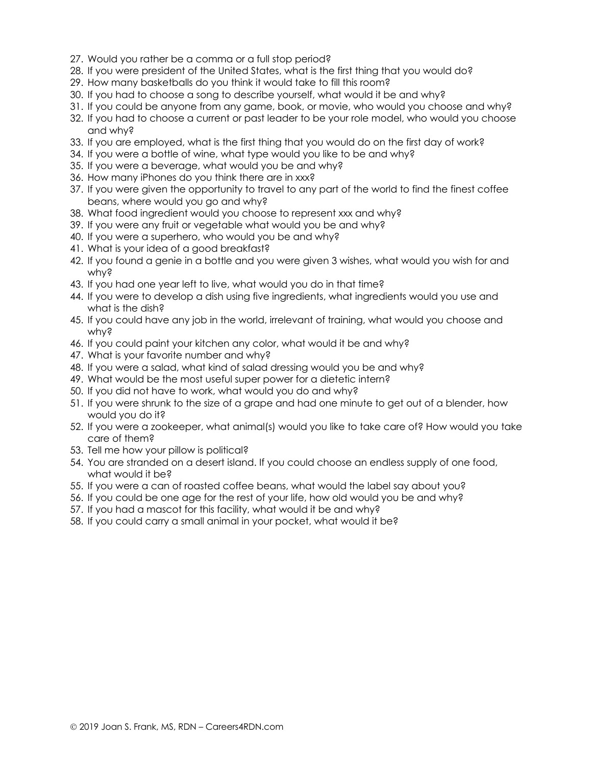27. Would you rather be a comma or a full stop period?
28. If you were president of the United States, what is the first thing that you would do?
29. How many basketballs do you think it would take to fill this room?
30. If you had to choose a song to describe yourself, what would it be and why?
31. If you could be anyone from any game, book, or movie, who would you choose and why?
32. If you had to choose a current or past leader to be your role model, who would you choose and why?
33. If you are employed, what is the first thing that you would do on the first day of work?
34. If you were a bottle of wine, what type would you like to be and why?
35. If you were a beverage, what would you be and why?
36. How many iPhones do you think there are in xxx?
37. If you were given the opportunity to travel to any part of the world to find the finest coffee beans, where would you go and why?
38. What food ingredient would you choose to represent xxx and why?
39. If you were any fruit or vegetable what would you be and why?
40. If you were a superhero, who would you be and why?
41. What is your idea of a good breakfast?
42. If you found a genie in a bottle and you were given 3 wishes, what would you wish for and why?
43. If you had one year left to live, what would you do in that time?
44. If you were to develop a dish using five ingredients, what ingredients would you use and what is the dish?
45. If you could have any job in the world, irrelevant of training, what would you choose and why?
46. If you could paint your kitchen any color, what would it be and why?
47. What is your favorite number and why?
48. If you were a salad, what kind of salad dressing would you be and why?
49. What would be the most useful super power for a dietetic intern?
50. If you did not have to work, what would you do and why?
51. If you were shrunk to the size of a grape and had one minute to get out of a blender, how would you do it?
52. If you were a zookeeper, what animal(s) would you like to take care of? How would you take care of them?
53. Tell me how your pillow is political?
54. You are stranded on a desert island. If you could choose an endless supply of one food, what would it be?
55. If you were a can of roasted coffee beans, what would the label say about you?
56. If you could be one age for the rest of your life, how old would you be and why?
57. If you had a mascot for this facility, what would it be and why?
58. If you could carry a small animal in your pocket, what would it be?

© 2019 Joan S. Frank, MS, RDN – Careers4RDN.com